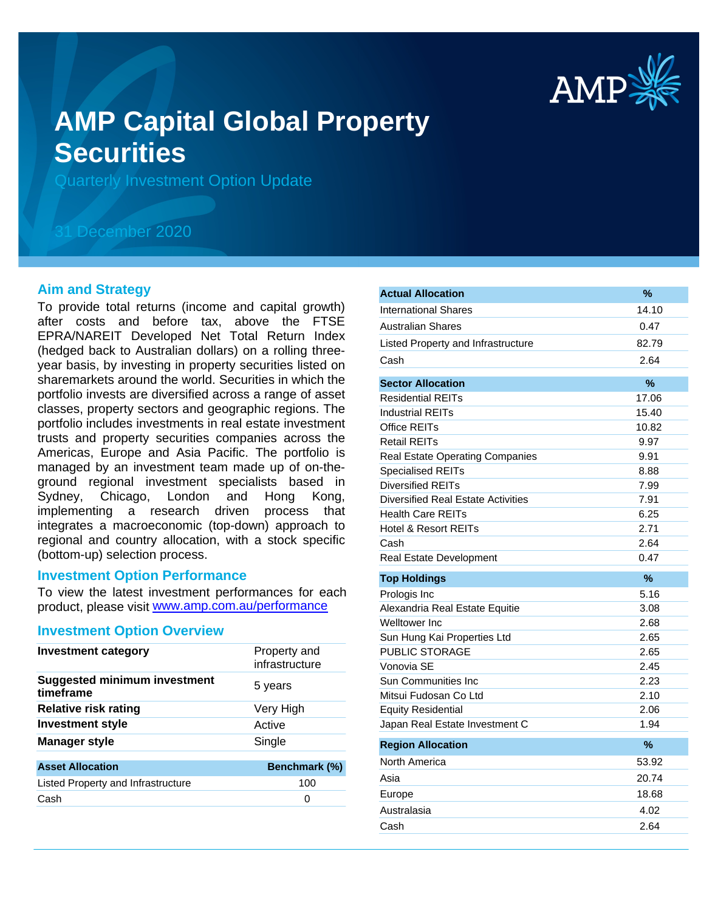# AMP Capital Global Property Securities

Quarterly Investment Option Update

31 December 2020

## Aim and Strategy

To provide total returns (income and capital growth) after costs and before tax, above the FTSE EPRA/NAREIT Developed Net Total Return Index (hedged back to Australian dollars) on a rolling three-year basis, by investing in property securities listed on sharemarkets around the world. Securities in which the portfolio invests are diversified across a range of asset classes, property sectors and geographic regions. The portfolio includes investments in real estate investment trusts and property securities companies across the Americas, Europe and Asia Pacific. The portfolio is managed by an investment team made up of on-the-ground regional investment specialists based in Sydney, Chicago, London and Hong Kong, implementing a research driven process that integrates a macroeconomic (top-down) approach to regional and country allocation, with a stock specific (bottom-up) selection process.

## Investment Option Performance

To view the latest investment performances for each product, please visit www.amp.com.au/performance

## Investment Option Overview

| | |
|---|---|
| **Investment category** | Property and infrastructure |
| **Suggested minimum investment timeframe** | 5 years |
| **Relative risk rating** | Very High |
| **Investment style** | Active |
| **Manager style** | Single |

| Asset Allocation | Benchmark (%) |
|---|---|
| Listed Property and Infrastructure | 100 |
| Cash | 0 |

| Actual Allocation | % |
|---|---|
| International Shares | 14.10 |
| Australian Shares | 0.47 |
| Listed Property and Infrastructure | 82.79 |
| Cash | 2.64 |

| Sector Allocation | % |
|---|---|
| Residential REITs | 17.06 |
| Industrial REITs | 15.40 |
| Office REITs | 10.82 |
| Retail REITs | 9.97 |
| Real Estate Operating Companies | 9.91 |
| Specialised REITs | 8.88 |
| Diversified REITs | 7.99 |
| Diversified Real Estate Activities | 7.91 |
| Health Care REITs | 6.25 |
| Hotel & Resort REITs | 2.71 |
| Cash | 2.64 |
| Real Estate Development | 0.47 |

| Top Holdings | % |
|---|---|
| Prologis Inc | 5.16 |
| Alexandria Real Estate Equitie | 3.08 |
| Welltower Inc | 2.68 |
| Sun Hung Kai Properties Ltd | 2.65 |
| PUBLIC STORAGE | 2.65 |
| Vonovia SE | 2.45 |
| Sun Communities Inc | 2.23 |
| Mitsui Fudosan Co Ltd | 2.10 |
| Equity Residential | 2.06 |
| Japan Real Estate Investment C | 1.94 |

| Region Allocation | % |
|---|---|
| North America | 53.92 |
| Asia | 20.74 |
| Europe | 18.68 |
| Australasia | 4.02 |
| Cash | 2.64 |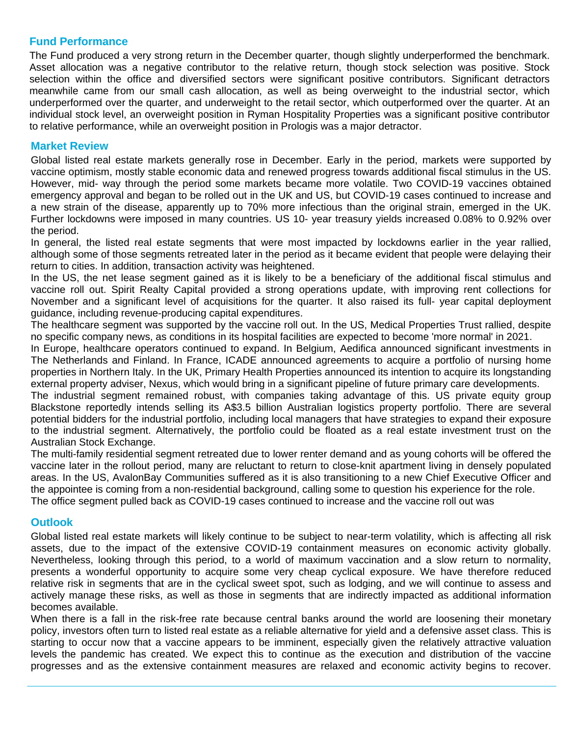## Fund Performance

The Fund produced a very strong return in the December quarter, though slightly underperformed the benchmark. Asset allocation was a negative contributor to the relative return, though stock selection was positive. Stock selection within the office and diversified sectors were significant positive contributors. Significant detractors meanwhile came from our small cash allocation, as well as being overweight to the industrial sector, which underperformed over the quarter, and underweight to the retail sector, which outperformed over the quarter. At an individual stock level, an overweight position in Ryman Hospitality Properties was a significant positive contributor to relative performance, while an overweight position in Prologis was a major detractor.

## Market Review

Global listed real estate markets generally rose in December. Early in the period, markets were supported by vaccine optimism, mostly stable economic data and renewed progress towards additional fiscal stimulus in the US. However, mid- way through the period some markets became more volatile. Two COVID-19 vaccines obtained emergency approval and began to be rolled out in the UK and US, but COVID-19 cases continued to increase and a new strain of the disease, apparently up to 70% more infectious than the original strain, emerged in the UK. Further lockdowns were imposed in many countries. US 10- year treasury yields increased 0.08% to 0.92% over the period.

In general, the listed real estate segments that were most impacted by lockdowns earlier in the year rallied, although some of those segments retreated later in the period as it became evident that people were delaying their return to cities. In addition, transaction activity was heightened.

In the US, the net lease segment gained as it is likely to be a beneficiary of the additional fiscal stimulus and vaccine roll out. Spirit Realty Capital provided a strong operations update, with improving rent collections for November and a significant level of acquisitions for the quarter. It also raised its full- year capital deployment guidance, including revenue-producing capital expenditures.

The healthcare segment was supported by the vaccine roll out. In the US, Medical Properties Trust rallied, despite no specific company news, as conditions in its hospital facilities are expected to become 'more normal' in 2021.

In Europe, healthcare operators continued to expand. In Belgium, Aedifica announced significant investments in The Netherlands and Finland. In France, ICADE announced agreements to acquire a portfolio of nursing home properties in Northern Italy. In the UK, Primary Health Properties announced its intention to acquire its longstanding external property adviser, Nexus, which would bring in a significant pipeline of future primary care developments.

The industrial segment remained robust, with companies taking advantage of this. US private equity group Blackstone reportedly intends selling its A$3.5 billion Australian logistics property portfolio. There are several potential bidders for the industrial portfolio, including local managers that have strategies to expand their exposure to the industrial segment. Alternatively, the portfolio could be floated as a real estate investment trust on the Australian Stock Exchange.

The multi-family residential segment retreated due to lower renter demand and as young cohorts will be offered the vaccine later in the rollout period, many are reluctant to return to close-knit apartment living in densely populated areas. In the US, AvalonBay Communities suffered as it is also transitioning to a new Chief Executive Officer and the appointee is coming from a non-residential background, calling some to question his experience for the role.

The office segment pulled back as COVID-19 cases continued to increase and the vaccine roll out was

## Outlook

Global listed real estate markets will likely continue to be subject to near-term volatility, which is affecting all risk assets, due to the impact of the extensive COVID-19 containment measures on economic activity globally. Nevertheless, looking through this period, to a world of maximum vaccination and a slow return to normality, presents a wonderful opportunity to acquire some very cheap cyclical exposure. We have therefore reduced relative risk in segments that are in the cyclical sweet spot, such as lodging, and we will continue to assess and actively manage these risks, as well as those in segments that are indirectly impacted as additional information becomes available.

When there is a fall in the risk-free rate because central banks around the world are loosening their monetary policy, investors often turn to listed real estate as a reliable alternative for yield and a defensive asset class. This is starting to occur now that a vaccine appears to be imminent, especially given the relatively attractive valuation levels the pandemic has created. We expect this to continue as the execution and distribution of the vaccine progresses and as the extensive containment measures are relaxed and economic activity begins to recover.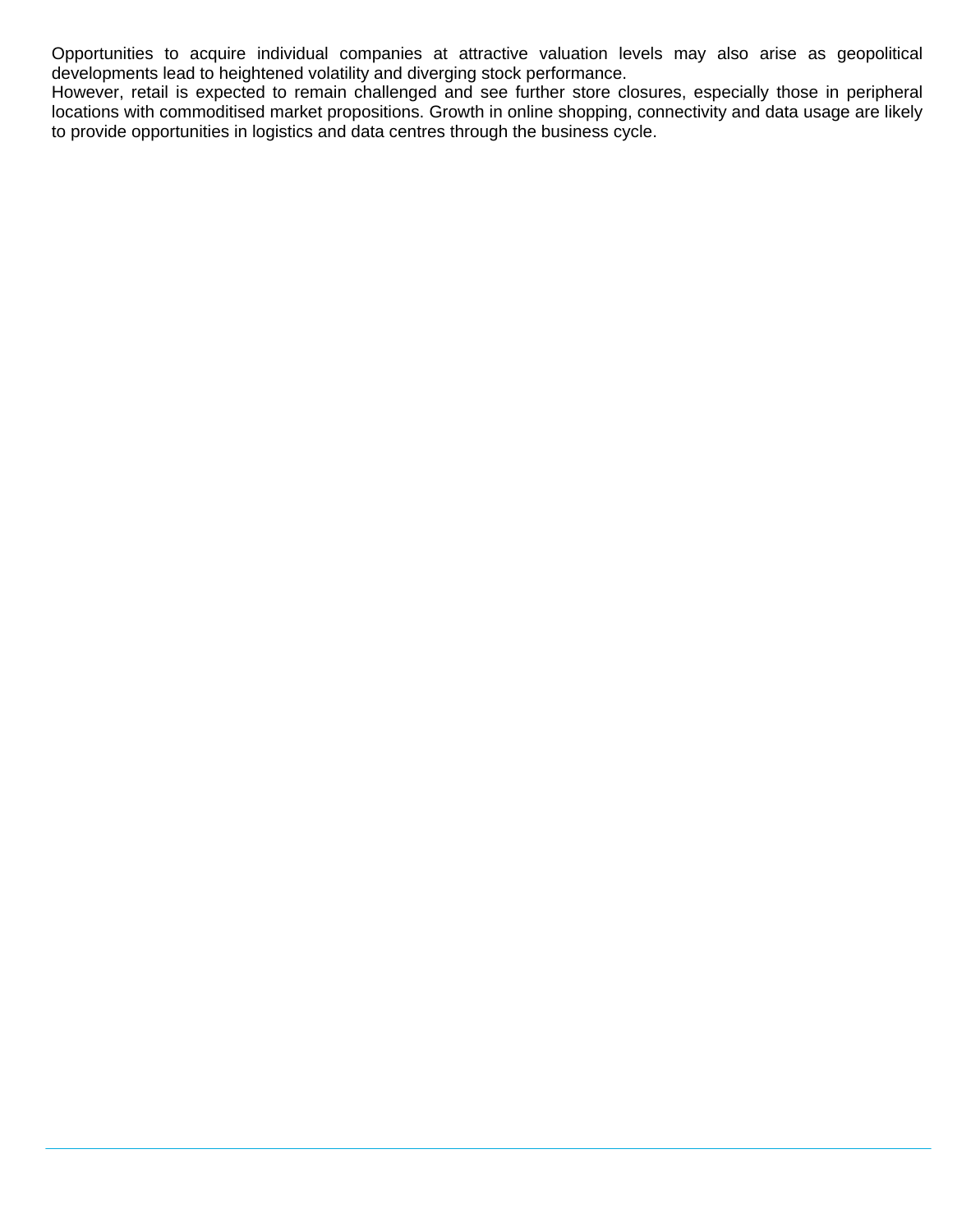Opportunities to acquire individual companies at attractive valuation levels may also arise as geopolitical developments lead to heightened volatility and diverging stock performance.

However, retail is expected to remain challenged and see further store closures, especially those in peripheral locations with commoditised market propositions. Growth in online shopping, connectivity and data usage are likely to provide opportunities in logistics and data centres through the business cycle.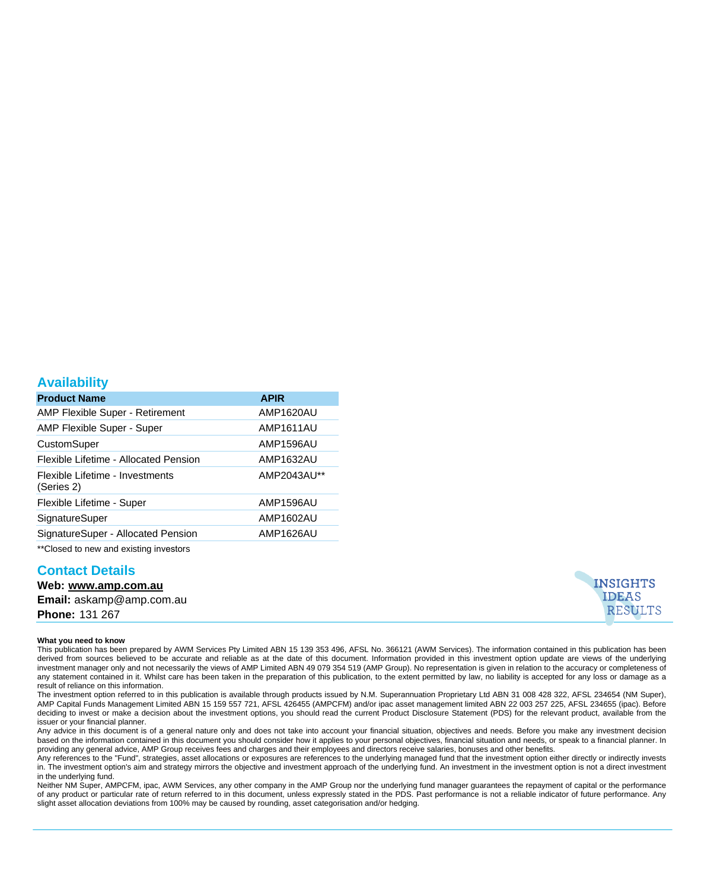## Availability

| Product Name | APIR |
|---|---|
| AMP Flexible Super - Retirement | AMP1620AU |
| AMP Flexible Super - Super | AMP1611AU |
| CustomSuper | AMP1596AU |
| Flexible Lifetime - Allocated Pension | AMP1632AU |
| Flexible Lifetime - Investments (Series 2) | AMP2043AU** |
| Flexible Lifetime - Super | AMP1596AU |
| SignatureSuper | AMP1602AU |
| SignatureSuper - Allocated Pension | AMP1626AU |

**Closed to new and existing investors

## Contact Details

**Web:** **www.amp.com.au**
**Email:** askamp@amp.com.au
**Phone:** 131 267

INSIGHTS
IDEAS
RESULTS

**What you need to know**

This publication has been prepared by AWM Services Pty Limited ABN 15 139 353 496, AFSL No. 366121 (AWM Services). The information contained in this publication has been derived from sources believed to be accurate and reliable as at the date of this document. Information provided in this investment option update are views of the underlying investment manager only and not necessarily the views of AMP Limited ABN 49 079 354 519 (AMP Group). No representation is given in relation to the accuracy or completeness of any statement contained in it. Whilst care has been taken in the preparation of this publication, to the extent permitted by law, no liability is accepted for any loss or damage as a result of reliance on this information.

The investment option referred to in this publication is available through products issued by N.M. Superannuation Proprietary Ltd ABN 31 008 428 322, AFSL 234654 (NM Super), AMP Capital Funds Management Limited ABN 15 159 557 721, AFSL 426455 (AMPCFM) and/or ipac asset management limited ABN 22 003 257 225, AFSL 234655 (ipac). Before deciding to invest or make a decision about the investment options, you should read the current Product Disclosure Statement (PDS) for the relevant product, available from the issuer or your financial planner.

Any advice in this document is of a general nature only and does not take into account your financial situation, objectives and needs. Before you make any investment decision based on the information contained in this document you should consider how it applies to your personal objectives, financial situation and needs, or speak to a financial planner. In providing any general advice, AMP Group receives fees and charges and their employees and directors receive salaries, bonuses and other benefits.

Any references to the "Fund", strategies, asset allocations or exposures are references to the underlying managed fund that the investment option either directly or indirectly invests in. The investment option's aim and strategy mirrors the objective and investment approach of the underlying fund. An investment in the investment option is not a direct investment in the underlying fund.

Neither NM Super, AMPCFM, ipac, AWM Services, any other company in the AMP Group nor the underlying fund manager guarantees the repayment of capital or the performance of any product or particular rate of return referred to in this document, unless expressly stated in the PDS. Past performance is not a reliable indicator of future performance. Any slight asset allocation deviations from 100% may be caused by rounding, asset categorisation and/or hedging.